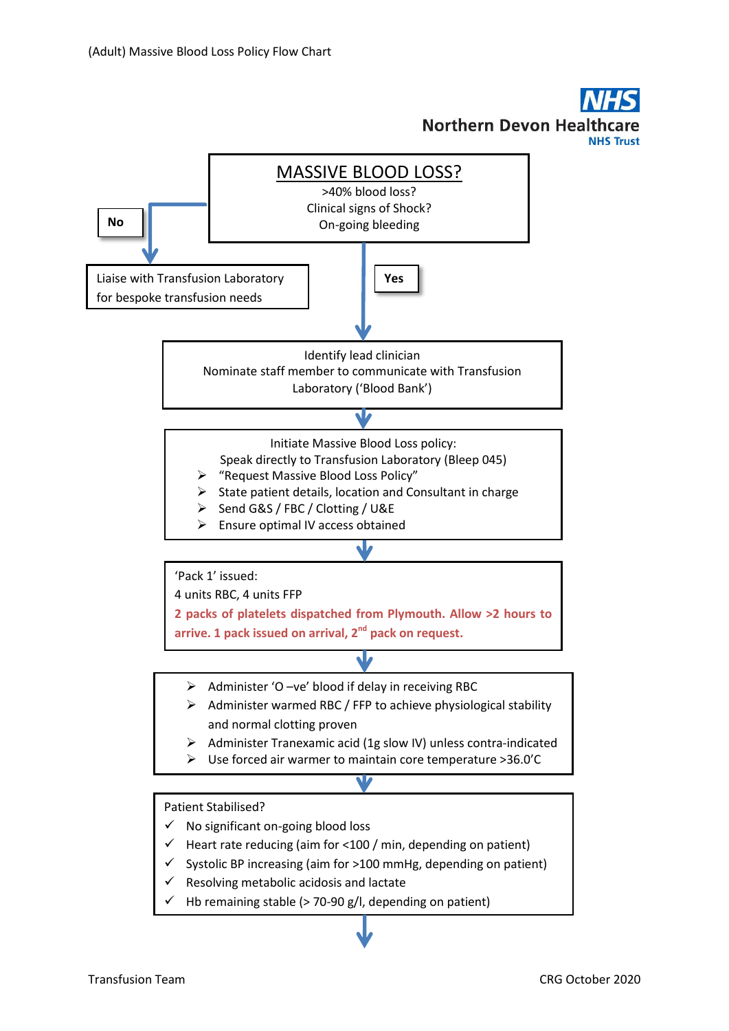(Adult) Massive Blood Loss Policy Flow Chart

Northern Devon Healthcare NHS Trust

# MASSIVE BLOOD LOSS?

>40% blood loss?
Clinical signs of Shock?
On-going bleeding

**No** → Liaise with Transfusion Laboratory for bespoke transfusion needs

**Yes** ↓

Identify lead clinician
Nominate staff member to communicate with Transfusion Laboratory ('Blood Bank')

↓

Initiate Massive Blood Loss policy:
Speak directly to Transfusion Laboratory (Bleep 045)

- "Request Massive Blood Loss Policy"
- State patient details, location and Consultant in charge
- Send G&S / FBC / Clotting / U&E
- Ensure optimal IV access obtained

↓

'Pack 1' issued:
4 units RBC, 4 units FFP
**2 packs of platelets dispatched from Plymouth. Allow >2 hours to arrive. 1 pack issued on arrival, 2nd pack on request.**

↓

- Administer 'O –ve' blood if delay in receiving RBC
- Administer warmed RBC / FFP to achieve physiological stability and normal clotting proven
- Administer Tranexamic acid (1g slow IV) unless contra-indicated
- Use forced air warmer to maintain core temperature >36.0'C

↓

Patient Stabilised?

- ✓ No significant on-going blood loss
- ✓ Heart rate reducing (aim for <100 / min, depending on patient)
- ✓ Systolic BP increasing (aim for >100 mmHg, depending on patient)
- ✓ Resolving metabolic acidosis and lactate
- ✓ Hb remaining stable (> 70-90 g/l, depending on patient)

↓

Transfusion Team

CRG October 2020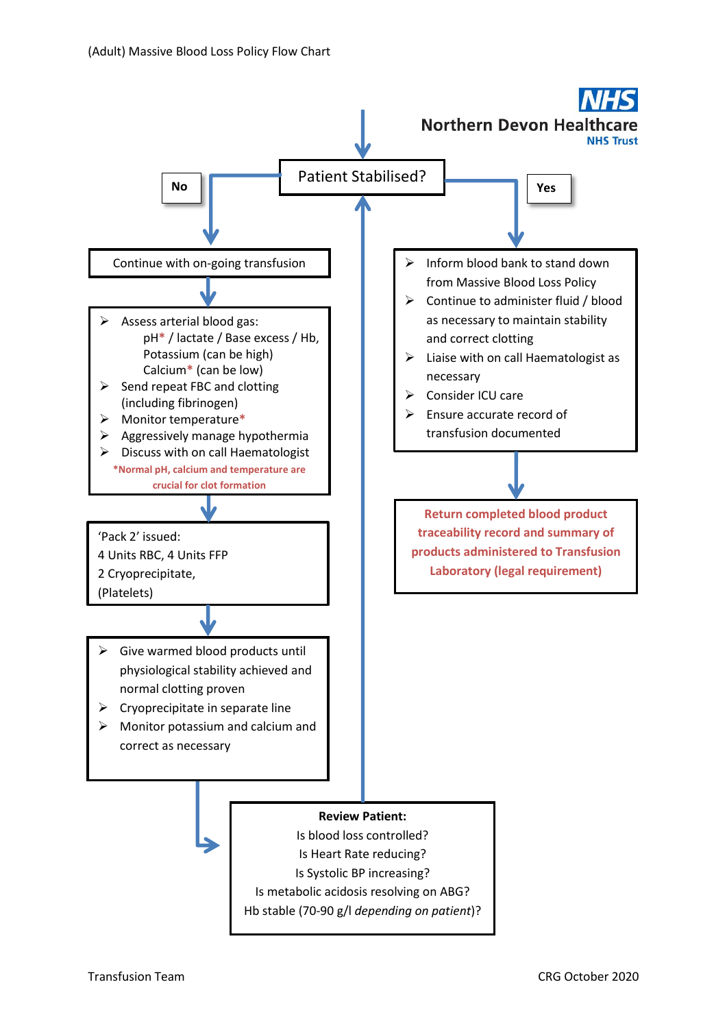(Adult) Massive Blood Loss Policy Flow Chart

Northern Devon Healthcare NHS Trust

**Patient Stabilised?**

**No**

Continue with on-going transfusion

- Assess arterial blood gas:
  pH* / lactate / Base excess / Hb,
  Potassium (can be high)
  Calcium* (can be low)
- Send repeat FBC and clotting (including fibrinogen)
- Monitor temperature*
- Aggressively manage hypothermia
- Discuss with on call Haematologist

**\*Normal pH, calcium and temperature are crucial for clot formation**

'Pack 2' issued:
4 Units RBC, 4 Units FFP
2 Cryoprecipitate,
(Platelets)

- Give warmed blood products until physiological stability achieved and normal clotting proven
- Cryoprecipitate in separate line
- Monitor potassium and calcium and correct as necessary

**Review Patient:**
Is blood loss controlled?
Is Heart Rate reducing?
Is Systolic BP increasing?
Is metabolic acidosis resolving on ABG?
Hb stable (70-90 g/l *depending on patient*)?

**Yes**

- Inform blood bank to stand down from Massive Blood Loss Policy
- Continue to administer fluid / blood as necessary to maintain stability and correct clotting
- Liaise with on call Haematologist as necessary
- Consider ICU care
- Ensure accurate record of transfusion documented

**Return completed blood product traceability record and summary of products administered to Transfusion Laboratory (legal requirement)**

Transfusion Team

CRG October 2020